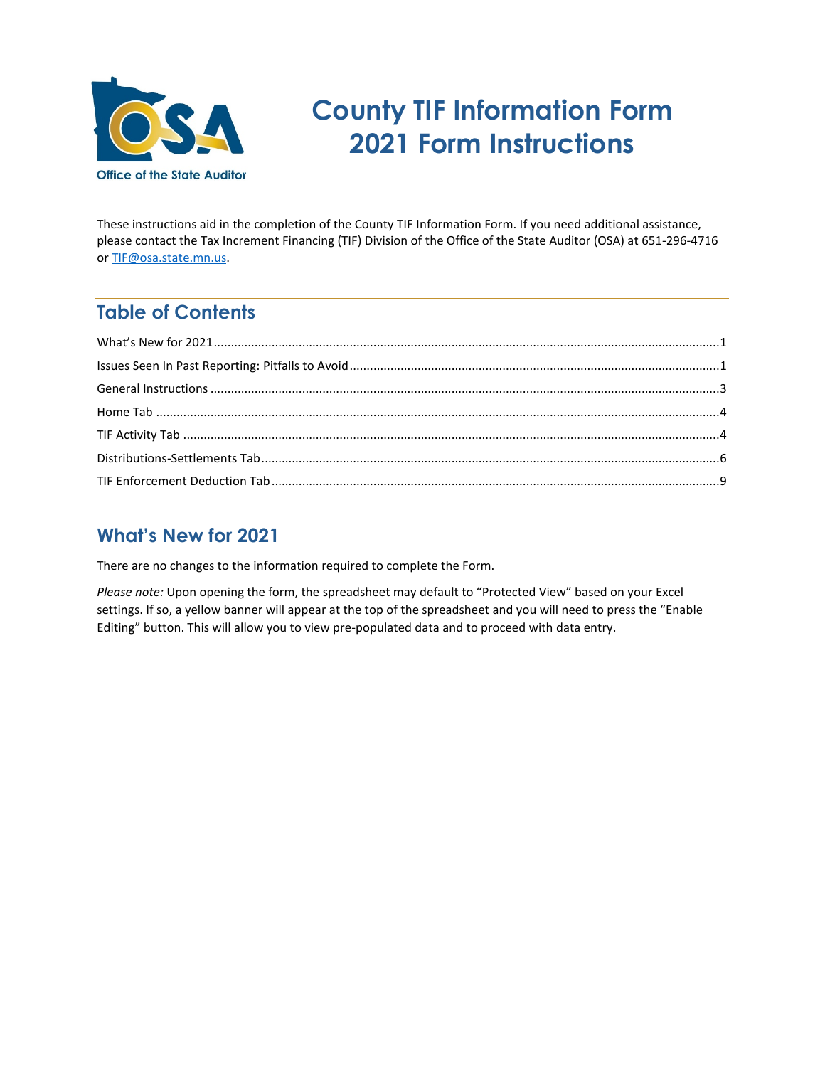Office of the State Auditor

# County TIF Information Form 2021 Form Instructions

These instructions aid in the completion of the County TIF Information Form. If you need additional assistance, please contact the Tax Increment Financing (TIF) Division of the Office of the State Auditor (OSA) at 651-296-4716 or TIF@osa.state.mn.us.

## Table of Contents

What's New for 2021 .....1
Issues Seen In Past Reporting: Pitfalls to Avoid .....1
General Instructions .....3
Home Tab .....4
TIF Activity Tab .....4
Distributions-Settlements Tab .....6
TIF Enforcement Deduction Tab .....9

## What's New for 2021

There are no changes to the information required to complete the Form.

*Please note:* Upon opening the form, the spreadsheet may default to "Protected View" based on your Excel settings. If so, a yellow banner will appear at the top of the spreadsheet and you will need to press the "Enable Editing" button. This will allow you to view pre-populated data and to proceed with data entry.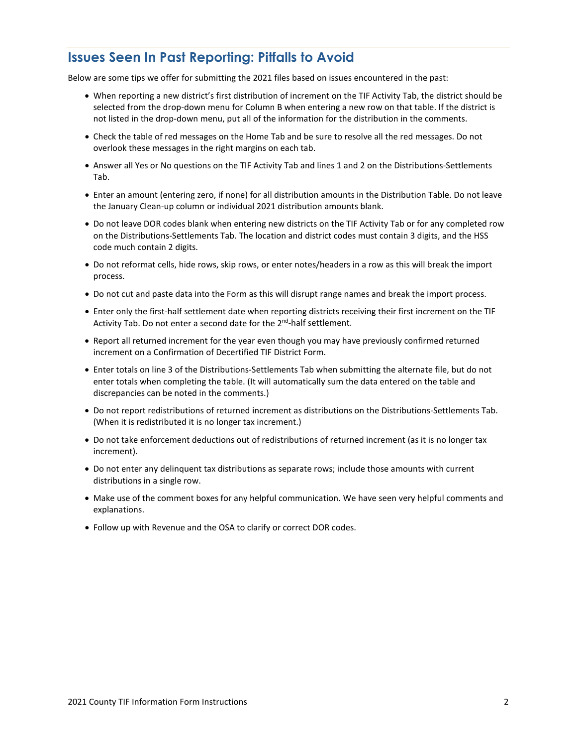## Issues Seen In Past Reporting: Pitfalls to Avoid

Below are some tips we offer for submitting the 2021 files based on issues encountered in the past:

- When reporting a new district's first distribution of increment on the TIF Activity Tab, the district should be selected from the drop-down menu for Column B when entering a new row on that table. If the district is not listed in the drop-down menu, put all of the information for the distribution in the comments.
- Check the table of red messages on the Home Tab and be sure to resolve all the red messages. Do not overlook these messages in the right margins on each tab.
- Answer all Yes or No questions on the TIF Activity Tab and lines 1 and 2 on the Distributions-Settlements Tab.
- Enter an amount (entering zero, if none) for all distribution amounts in the Distribution Table. Do not leave the January Clean-up column or individual 2021 distribution amounts blank.
- Do not leave DOR codes blank when entering new districts on the TIF Activity Tab or for any completed row on the Distributions-Settlements Tab. The location and district codes must contain 3 digits, and the HSS code much contain 2 digits.
- Do not reformat cells, hide rows, skip rows, or enter notes/headers in a row as this will break the import process.
- Do not cut and paste data into the Form as this will disrupt range names and break the import process.
- Enter only the first-half settlement date when reporting districts receiving their first increment on the TIF Activity Tab. Do not enter a second date for the 2nd-half settlement.
- Report all returned increment for the year even though you may have previously confirmed returned increment on a Confirmation of Decertified TIF District Form.
- Enter totals on line 3 of the Distributions-Settlements Tab when submitting the alternate file, but do not enter totals when completing the table. (It will automatically sum the data entered on the table and discrepancies can be noted in the comments.)
- Do not report redistributions of returned increment as distributions on the Distributions-Settlements Tab. (When it is redistributed it is no longer tax increment.)
- Do not take enforcement deductions out of redistributions of returned increment (as it is no longer tax increment).
- Do not enter any delinquent tax distributions as separate rows; include those amounts with current distributions in a single row.
- Make use of the comment boxes for any helpful communication. We have seen very helpful comments and explanations.
- Follow up with Revenue and the OSA to clarify or correct DOR codes.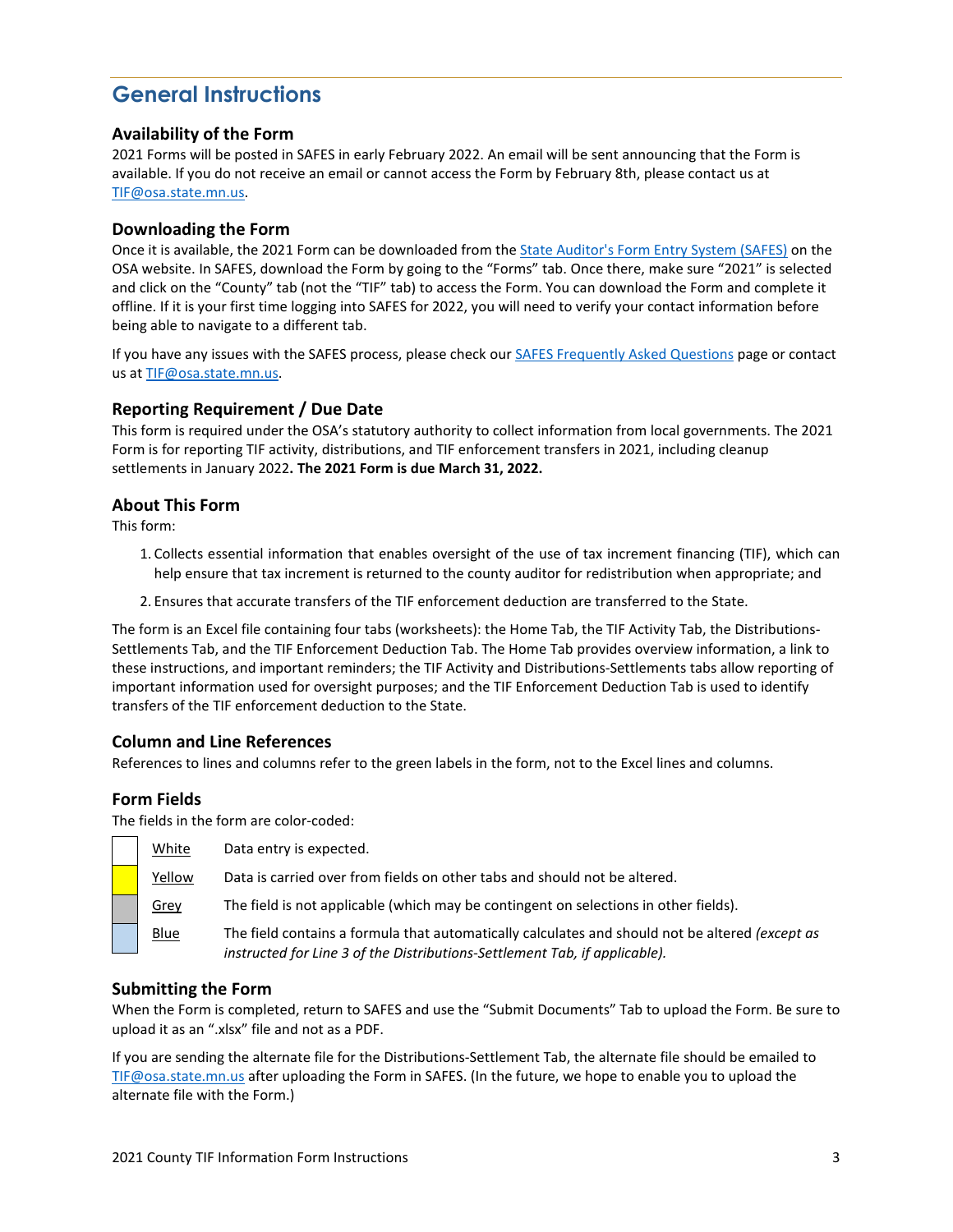# General Instructions

### Availability of the Form

2021 Forms will be posted in SAFES in early February 2022. An email will be sent announcing that the Form is available. If you do not receive an email or cannot access the Form by February 8th, please contact us at TIF@osa.state.mn.us.

### Downloading the Form

Once it is available, the 2021 Form can be downloaded from the State Auditor's Form Entry System (SAFES) on the OSA website. In SAFES, download the Form by going to the "Forms" tab. Once there, make sure "2021" is selected and click on the "County" tab (not the "TIF" tab) to access the Form. You can download the Form and complete it offline. If it is your first time logging into SAFES for 2022, you will need to verify your contact information before being able to navigate to a different tab.

If you have any issues with the SAFES process, please check our SAFES Frequently Asked Questions page or contact us at TIF@osa.state.mn.us.

### Reporting Requirement / Due Date

This form is required under the OSA's statutory authority to collect information from local governments. The 2021 Form is for reporting TIF activity, distributions, and TIF enforcement transfers in 2021, including cleanup settlements in January 2022**. The 2021 Form is due March 31, 2022.**

### About This Form

This form:

1. Collects essential information that enables oversight of the use of tax increment financing (TIF), which can help ensure that tax increment is returned to the county auditor for redistribution when appropriate; and
2. Ensures that accurate transfers of the TIF enforcement deduction are transferred to the State.

The form is an Excel file containing four tabs (worksheets): the Home Tab, the TIF Activity Tab, the Distributions-Settlements Tab, and the TIF Enforcement Deduction Tab. The Home Tab provides overview information, a link to these instructions, and important reminders; the TIF Activity and Distributions-Settlements tabs allow reporting of important information used for oversight purposes; and the TIF Enforcement Deduction Tab is used to identify transfers of the TIF enforcement deduction to the State.

### Column and Line References

References to lines and columns refer to the green labels in the form, not to the Excel lines and columns.

### Form Fields

The fields in the form are color-coded:

| Color | Description |
|---|---|
| White | Data entry is expected. |
| Yellow | Data is carried over from fields on other tabs and should not be altered. |
| Grey | The field is not applicable (which may be contingent on selections in other fields). |
| Blue | The field contains a formula that automatically calculates and should not be altered *(except as instructed for Line 3 of the Distributions-Settlement Tab, if applicable).* |

### Submitting the Form

When the Form is completed, return to SAFES and use the "Submit Documents" Tab to upload the Form. Be sure to upload it as an ".xlsx" file and not as a PDF.

If you are sending the alternate file for the Distributions-Settlement Tab, the alternate file should be emailed to TIF@osa.state.mn.us after uploading the Form in SAFES. (In the future, we hope to enable you to upload the alternate file with the Form.)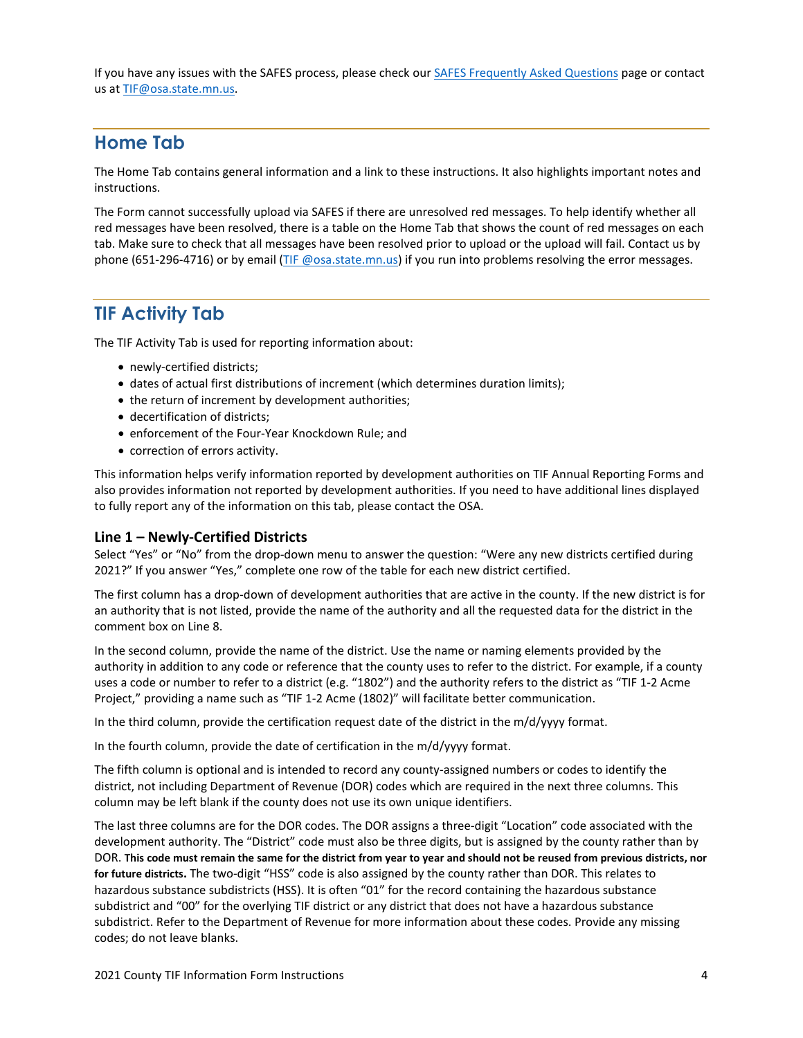If you have any issues with the SAFES process, please check our [SAFES Frequently Asked Questions](#) page or contact us at [TIF@osa.state.mn.us](mailto:TIF@osa.state.mn.us).

## Home Tab

The Home Tab contains general information and a link to these instructions. It also highlights important notes and instructions.

The Form cannot successfully upload via SAFES if there are unresolved red messages. To help identify whether all red messages have been resolved, there is a table on the Home Tab that shows the count of red messages on each tab. Make sure to check that all messages have been resolved prior to upload or the upload will fail. Contact us by phone (651-296-4716) or by email ([TIF @osa.state.mn.us](mailto:TIF@osa.state.mn.us)) if you run into problems resolving the error messages.

## TIF Activity Tab

The TIF Activity Tab is used for reporting information about:

- newly-certified districts;
- dates of actual first distributions of increment (which determines duration limits);
- the return of increment by development authorities;
- decertification of districts;
- enforcement of the Four-Year Knockdown Rule; and
- correction of errors activity.

This information helps verify information reported by development authorities on TIF Annual Reporting Forms and also provides information not reported by development authorities. If you need to have additional lines displayed to fully report any of the information on this tab, please contact the OSA.

### Line 1 – Newly-Certified Districts

Select "Yes" or "No" from the drop-down menu to answer the question: "Were any new districts certified during 2021?" If you answer "Yes," complete one row of the table for each new district certified.

The first column has a drop-down of development authorities that are active in the county. If the new district is for an authority that is not listed, provide the name of the authority and all the requested data for the district in the comment box on Line 8.

In the second column, provide the name of the district. Use the name or naming elements provided by the authority in addition to any code or reference that the county uses to refer to the district. For example, if a county uses a code or number to refer to a district (e.g. "1802") and the authority refers to the district as "TIF 1-2 Acme Project," providing a name such as "TIF 1-2 Acme (1802)" will facilitate better communication.

In the third column, provide the certification request date of the district in the m/d/yyyy format.

In the fourth column, provide the date of certification in the m/d/yyyy format.

The fifth column is optional and is intended to record any county-assigned numbers or codes to identify the district, not including Department of Revenue (DOR) codes which are required in the next three columns. This column may be left blank if the county does not use its own unique identifiers.

The last three columns are for the DOR codes. The DOR assigns a three-digit "Location" code associated with the development authority. The "District" code must also be three digits, but is assigned by the county rather than by DOR. **This code must remain the same for the district from year to year and should not be reused from previous districts, nor for future districts.** The two-digit "HSS" code is also assigned by the county rather than DOR. This relates to hazardous substance subdistricts (HSS). It is often "01" for the record containing the hazardous substance subdistrict and "00" for the overlying TIF district or any district that does not have a hazardous substance subdistrict. Refer to the Department of Revenue for more information about these codes. Provide any missing codes; do not leave blanks.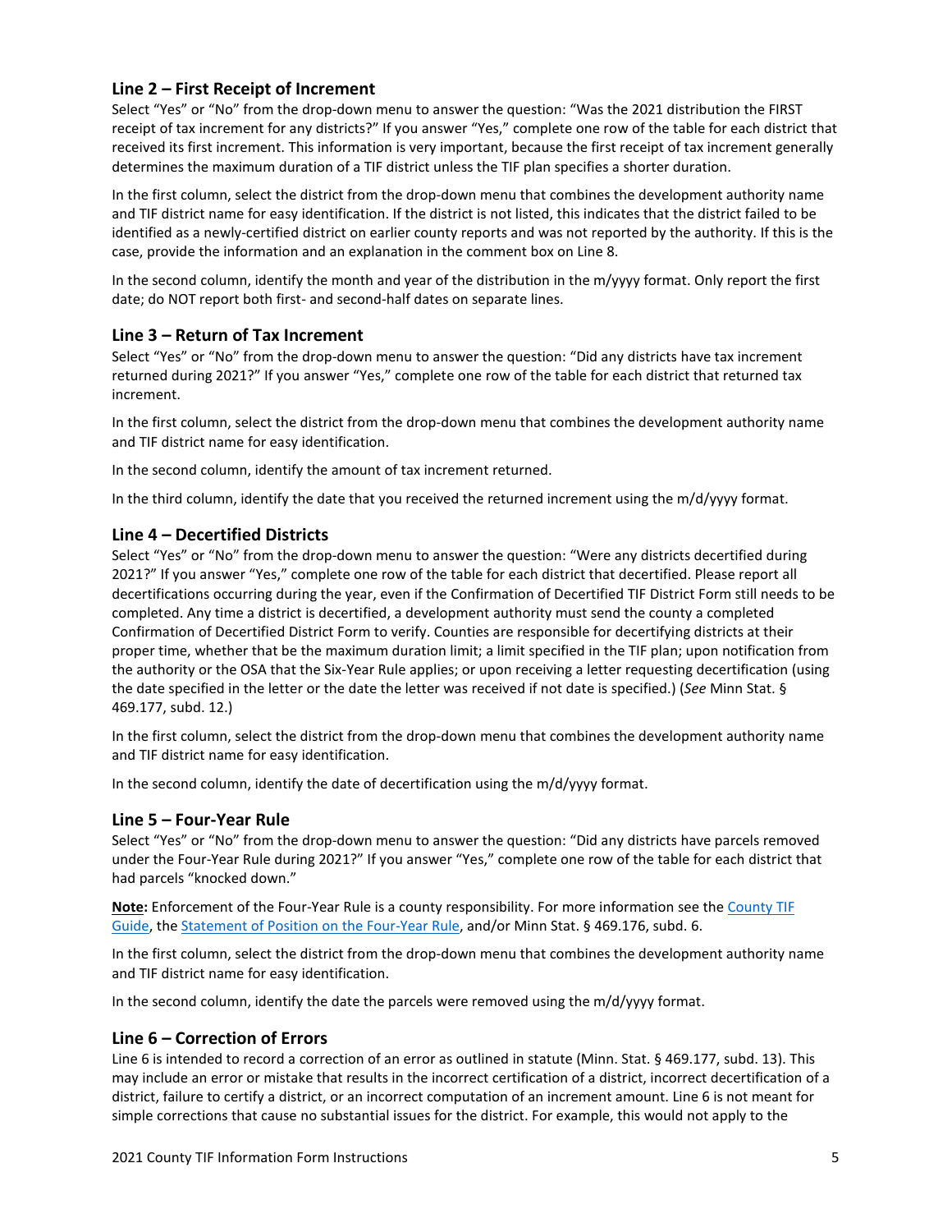### Line 2 – First Receipt of Increment

Select "Yes" or "No" from the drop-down menu to answer the question: "Was the 2021 distribution the FIRST receipt of tax increment for any districts?" If you answer "Yes," complete one row of the table for each district that received its first increment. This information is very important, because the first receipt of tax increment generally determines the maximum duration of a TIF district unless the TIF plan specifies a shorter duration.

In the first column, select the district from the drop-down menu that combines the development authority name and TIF district name for easy identification. If the district is not listed, this indicates that the district failed to be identified as a newly-certified district on earlier county reports and was not reported by the authority. If this is the case, provide the information and an explanation in the comment box on Line 8.

In the second column, identify the month and year of the distribution in the m/yyyy format. Only report the first date; do NOT report both first- and second-half dates on separate lines.

### Line 3 – Return of Tax Increment

Select "Yes" or "No" from the drop-down menu to answer the question: "Did any districts have tax increment returned during 2021?" If you answer "Yes," complete one row of the table for each district that returned tax increment.

In the first column, select the district from the drop-down menu that combines the development authority name and TIF district name for easy identification.

In the second column, identify the amount of tax increment returned.

In the third column, identify the date that you received the returned increment using the m/d/yyyy format.

### Line 4 – Decertified Districts

Select "Yes" or "No" from the drop-down menu to answer the question: "Were any districts decertified during 2021?" If you answer "Yes," complete one row of the table for each district that decertified. Please report all decertifications occurring during the year, even if the Confirmation of Decertified TIF District Form still needs to be completed. Any time a district is decertified, a development authority must send the county a completed Confirmation of Decertified District Form to verify. Counties are responsible for decertifying districts at their proper time, whether that be the maximum duration limit; a limit specified in the TIF plan; upon notification from the authority or the OSA that the Six-Year Rule applies; or upon receiving a letter requesting decertification (using the date specified in the letter or the date the letter was received if not date is specified.) (*See* Minn Stat. § 469.177, subd. 12.)

In the first column, select the district from the drop-down menu that combines the development authority name and TIF district name for easy identification.

In the second column, identify the date of decertification using the m/d/yyyy format.

### Line 5 – Four-Year Rule

Select "Yes" or "No" from the drop-down menu to answer the question: "Did any districts have parcels removed under the Four-Year Rule during 2021?" If you answer "Yes," complete one row of the table for each district that had parcels "knocked down."

**Note:** Enforcement of the Four-Year Rule is a county responsibility. For more information see the County TIF Guide, the Statement of Position on the Four-Year Rule, and/or Minn Stat. § 469.176, subd. 6.

In the first column, select the district from the drop-down menu that combines the development authority name and TIF district name for easy identification.

In the second column, identify the date the parcels were removed using the m/d/yyyy format.

### Line 6 – Correction of Errors

Line 6 is intended to record a correction of an error as outlined in statute (Minn. Stat. § 469.177, subd. 13). This may include an error or mistake that results in the incorrect certification of a district, incorrect decertification of a district, failure to certify a district, or an incorrect computation of an increment amount. Line 6 is not meant for simple corrections that cause no substantial issues for the district. For example, this would not apply to the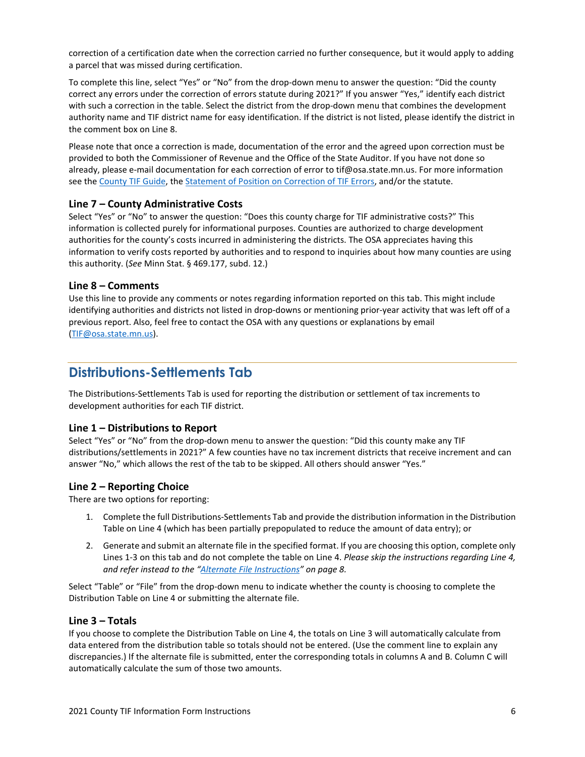correction of a certification date when the correction carried no further consequence, but it would apply to adding a parcel that was missed during certification.

To complete this line, select "Yes" or "No" from the drop-down menu to answer the question: "Did the county correct any errors under the correction of errors statute during 2021?" If you answer "Yes," identify each district with such a correction in the table. Select the district from the drop-down menu that combines the development authority name and TIF district name for easy identification. If the district is not listed, please identify the district in the comment box on Line 8.

Please note that once a correction is made, documentation of the error and the agreed upon correction must be provided to both the Commissioner of Revenue and the Office of the State Auditor. If you have not done so already, please e-mail documentation for each correction of error to tif@osa.state.mn.us. For more information see the County TIF Guide, the Statement of Position on Correction of TIF Errors, and/or the statute.

### Line 7 – County Administrative Costs

Select "Yes" or "No" to answer the question: "Does this county charge for TIF administrative costs?" This information is collected purely for informational purposes. Counties are authorized to charge development authorities for the county's costs incurred in administering the districts. The OSA appreciates having this information to verify costs reported by authorities and to respond to inquiries about how many counties are using this authority. (*See* Minn Stat. § 469.177, subd. 12.)

### Line 8 – Comments

Use this line to provide any comments or notes regarding information reported on this tab. This might include identifying authorities and districts not listed in drop-downs or mentioning prior-year activity that was left off of a previous report. Also, feel free to contact the OSA with any questions or explanations by email (TIF@osa.state.mn.us).

## Distributions-Settlements Tab

The Distributions-Settlements Tab is used for reporting the distribution or settlement of tax increments to development authorities for each TIF district.

### Line 1 – Distributions to Report

Select "Yes" or "No" from the drop-down menu to answer the question: "Did this county make any TIF distributions/settlements in 2021?" A few counties have no tax increment districts that receive increment and can answer "No," which allows the rest of the tab to be skipped. All others should answer "Yes."

### Line 2 – Reporting Choice

There are two options for reporting:

1. Complete the full Distributions-Settlements Tab and provide the distribution information in the Distribution Table on Line 4 (which has been partially prepopulated to reduce the amount of data entry); or
2. Generate and submit an alternate file in the specified format. If you are choosing this option, complete only Lines 1-3 on this tab and do not complete the table on Line 4. *Please skip the instructions regarding Line 4, and refer instead to the "Alternate File Instructions" on page 8.*

Select "Table" or "File" from the drop-down menu to indicate whether the county is choosing to complete the Distribution Table on Line 4 or submitting the alternate file.

### Line 3 – Totals

If you choose to complete the Distribution Table on Line 4, the totals on Line 3 will automatically calculate from data entered from the distribution table so totals should not be entered. (Use the comment line to explain any discrepancies.) If the alternate file is submitted, enter the corresponding totals in columns A and B. Column C will automatically calculate the sum of those two amounts.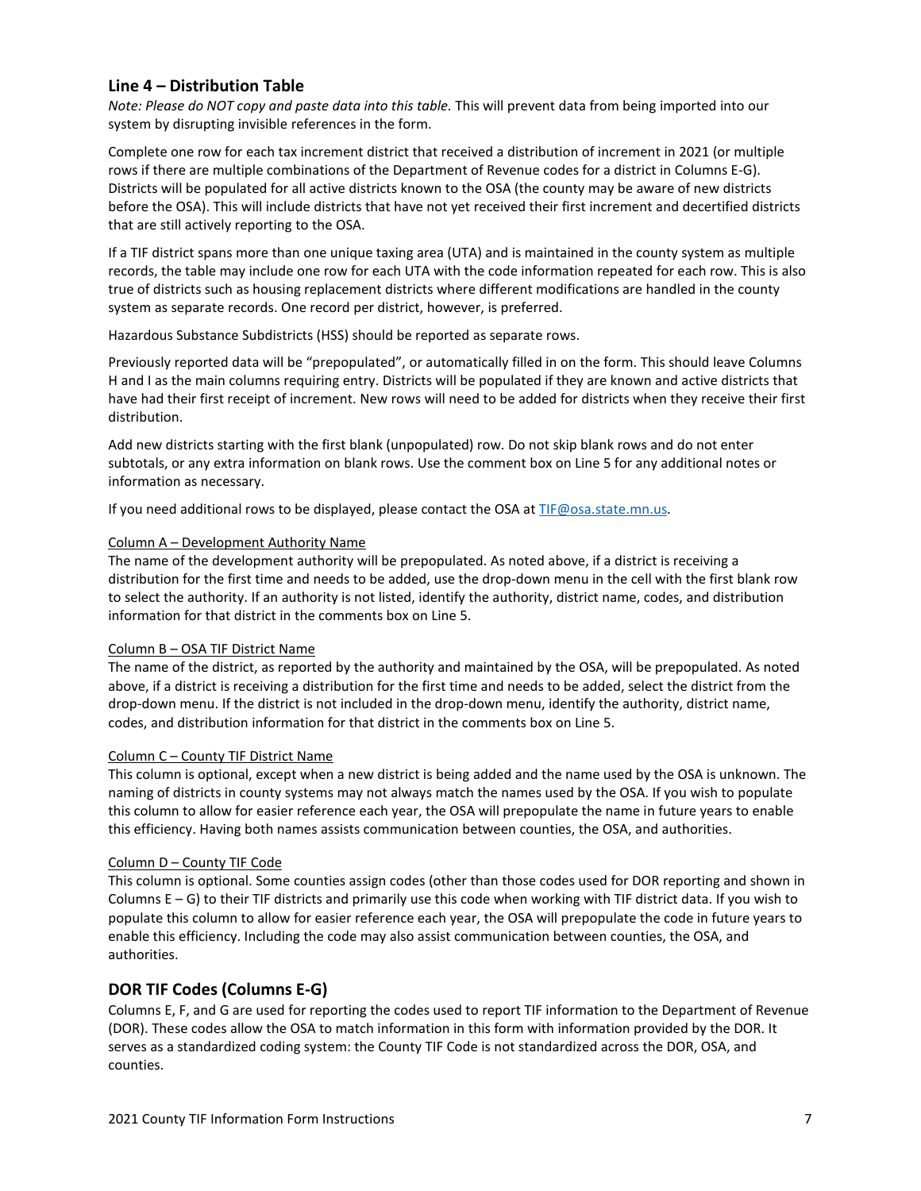## Line 4 – Distribution Table

*Note: Please do NOT copy and paste data into this table.* This will prevent data from being imported into our system by disrupting invisible references in the form.

Complete one row for each tax increment district that received a distribution of increment in 2021 (or multiple rows if there are multiple combinations of the Department of Revenue codes for a district in Columns E-G). Districts will be populated for all active districts known to the OSA (the county may be aware of new districts before the OSA). This will include districts that have not yet received their first increment and decertified districts that are still actively reporting to the OSA.

If a TIF district spans more than one unique taxing area (UTA) and is maintained in the county system as multiple records, the table may include one row for each UTA with the code information repeated for each row. This is also true of districts such as housing replacement districts where different modifications are handled in the county system as separate records. One record per district, however, is preferred.

Hazardous Substance Subdistricts (HSS) should be reported as separate rows.

Previously reported data will be "prepopulated", or automatically filled in on the form. This should leave Columns H and I as the main columns requiring entry. Districts will be populated if they are known and active districts that have had their first receipt of increment. New rows will need to be added for districts when they receive their first distribution.

Add new districts starting with the first blank (unpopulated) row. Do not skip blank rows and do not enter subtotals, or any extra information on blank rows. Use the comment box on Line 5 for any additional notes or information as necessary.

If you need additional rows to be displayed, please contact the OSA at TIF@osa.state.mn.us.

<u>Column A – Development Authority Name</u>

The name of the development authority will be prepopulated. As noted above, if a district is receiving a distribution for the first time and needs to be added, use the drop-down menu in the cell with the first blank row to select the authority. If an authority is not listed, identify the authority, district name, codes, and distribution information for that district in the comments box on Line 5.

<u>Column B – OSA TIF District Name</u>

The name of the district, as reported by the authority and maintained by the OSA, will be prepopulated. As noted above, if a district is receiving a distribution for the first time and needs to be added, select the district from the drop-down menu. If the district is not included in the drop-down menu, identify the authority, district name, codes, and distribution information for that district in the comments box on Line 5.

<u>Column C – County TIF District Name</u>

This column is optional, except when a new district is being added and the name used by the OSA is unknown. The naming of districts in county systems may not always match the names used by the OSA. If you wish to populate this column to allow for easier reference each year, the OSA will prepopulate the name in future years to enable this efficiency. Having both names assists communication between counties, the OSA, and authorities.

<u>Column D – County TIF Code</u>

This column is optional. Some counties assign codes (other than those codes used for DOR reporting and shown in Columns E – G) to their TIF districts and primarily use this code when working with TIF district data. If you wish to populate this column to allow for easier reference each year, the OSA will prepopulate the code in future years to enable this efficiency. Including the code may also assist communication between counties, the OSA, and authorities.

## DOR TIF Codes (Columns E-G)

Columns E, F, and G are used for reporting the codes used to report TIF information to the Department of Revenue (DOR). These codes allow the OSA to match information in this form with information provided by the DOR. It serves as a standardized coding system: the County TIF Code is not standardized across the DOR, OSA, and counties.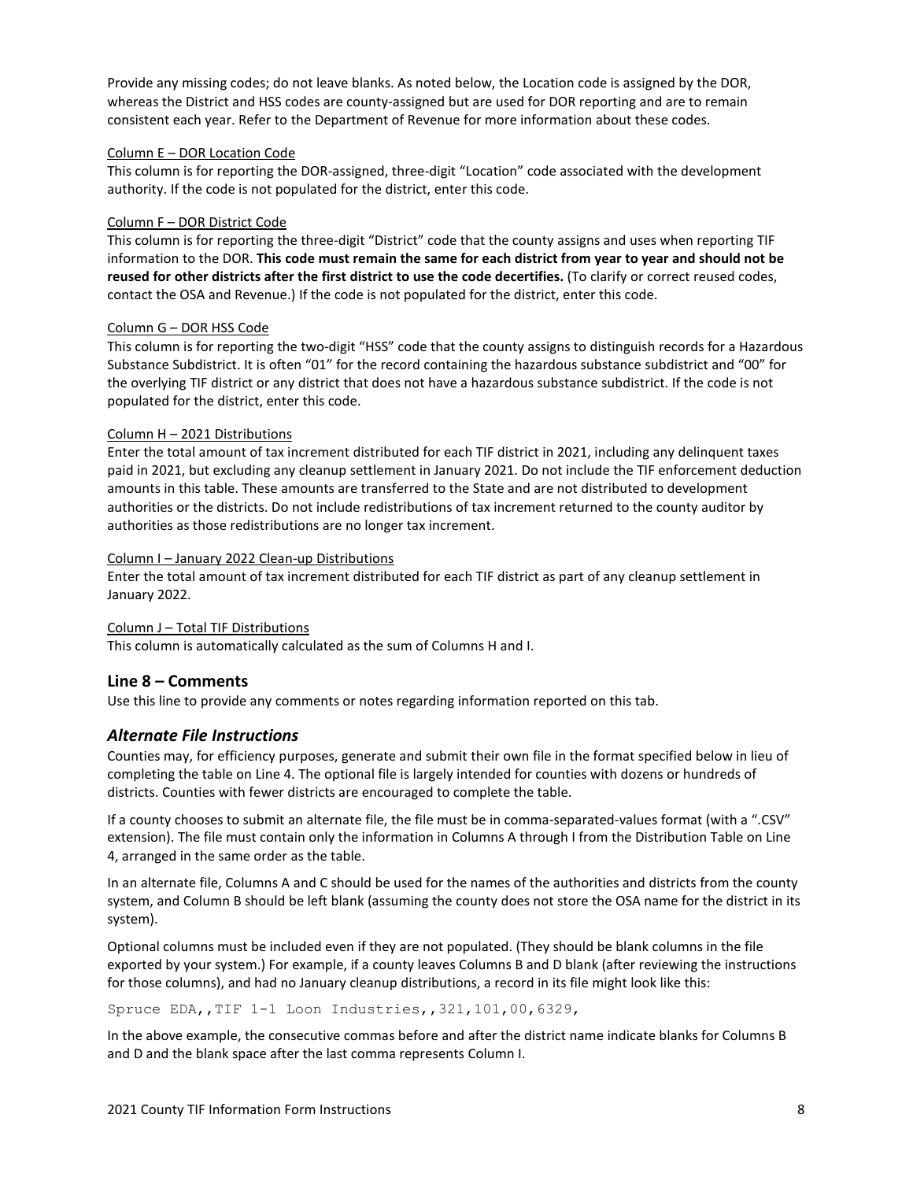Provide any missing codes; do not leave blanks. As noted below, the Location code is assigned by the DOR, whereas the District and HSS codes are county-assigned but are used for DOR reporting and are to remain consistent each year. Refer to the Department of Revenue for more information about these codes.

Column E – DOR Location Code

This column is for reporting the DOR-assigned, three-digit "Location" code associated with the development authority. If the code is not populated for the district, enter this code.

Column F – DOR District Code

This column is for reporting the three-digit "District" code that the county assigns and uses when reporting TIF information to the DOR. **This code must remain the same for each district from year to year and should not be reused for other districts after the first district to use the code decertifies.** (To clarify or correct reused codes, contact the OSA and Revenue.) If the code is not populated for the district, enter this code.

Column G – DOR HSS Code

This column is for reporting the two-digit "HSS" code that the county assigns to distinguish records for a Hazardous Substance Subdistrict. It is often "01" for the record containing the hazardous substance subdistrict and "00" for the overlying TIF district or any district that does not have a hazardous substance subdistrict. If the code is not populated for the district, enter this code.

Column H – 2021 Distributions

Enter the total amount of tax increment distributed for each TIF district in 2021, including any delinquent taxes paid in 2021, but excluding any cleanup settlement in January 2021. Do not include the TIF enforcement deduction amounts in this table. These amounts are transferred to the State and are not distributed to development authorities or the districts. Do not include redistributions of tax increment returned to the county auditor by authorities as those redistributions are no longer tax increment.

Column I – January 2022 Clean-up Distributions

Enter the total amount of tax increment distributed for each TIF district as part of any cleanup settlement in January 2022.

Column J – Total TIF Distributions

This column is automatically calculated as the sum of Columns H and I.

## Line 8 – Comments

Use this line to provide any comments or notes regarding information reported on this tab.

## *Alternate File Instructions*

Counties may, for efficiency purposes, generate and submit their own file in the format specified below in lieu of completing the table on Line 4. The optional file is largely intended for counties with dozens or hundreds of districts. Counties with fewer districts are encouraged to complete the table.

If a county chooses to submit an alternate file, the file must be in comma-separated-values format (with a ".CSV" extension). The file must contain only the information in Columns A through I from the Distribution Table on Line 4, arranged in the same order as the table.

In an alternate file, Columns A and C should be used for the names of the authorities and districts from the county system, and Column B should be left blank (assuming the county does not store the OSA name for the district in its system).

Optional columns must be included even if they are not populated. (They should be blank columns in the file exported by your system.) For example, if a county leaves Columns B and D blank (after reviewing the instructions for those columns), and had no January cleanup distributions, a record in its file might look like this:

```
Spruce EDA,,TIF 1-1 Loon Industries,,321,101,00,6329,
```

In the above example, the consecutive commas before and after the district name indicate blanks for Columns B and D and the blank space after the last comma represents Column I.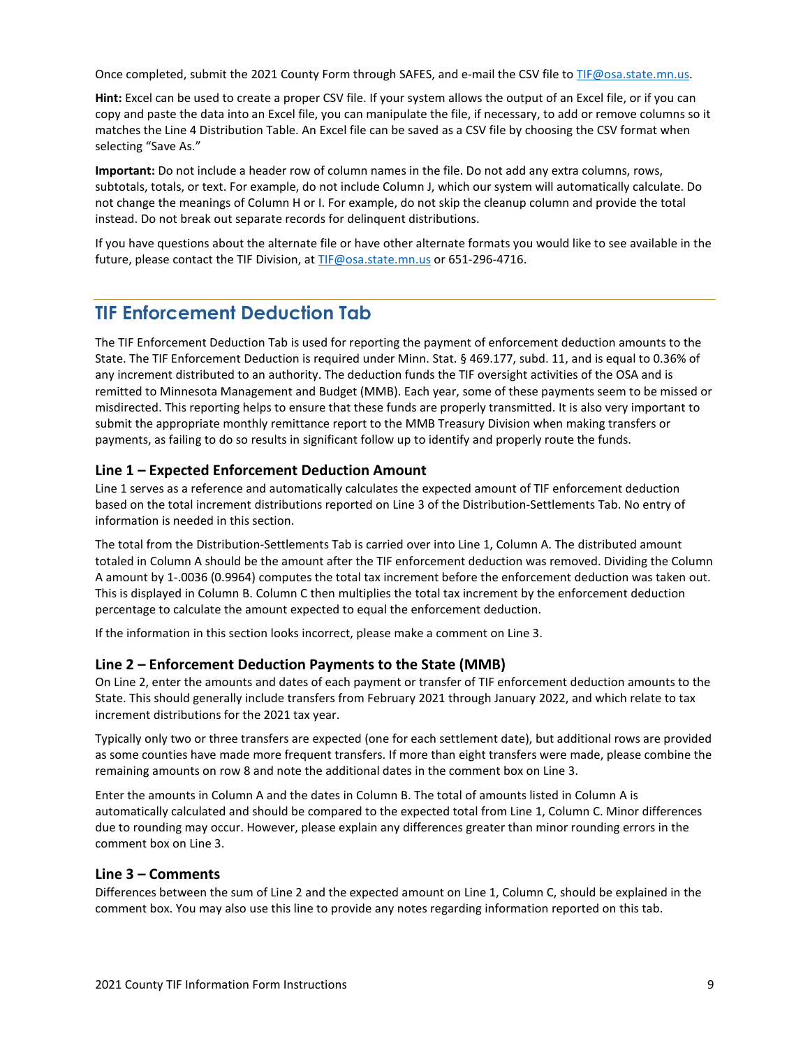Once completed, submit the 2021 County Form through SAFES, and e-mail the CSV file to TIF@osa.state.mn.us.

**Hint:** Excel can be used to create a proper CSV file. If your system allows the output of an Excel file, or if you can copy and paste the data into an Excel file, you can manipulate the file, if necessary, to add or remove columns so it matches the Line 4 Distribution Table. An Excel file can be saved as a CSV file by choosing the CSV format when selecting "Save As."

**Important:** Do not include a header row of column names in the file. Do not add any extra columns, rows, subtotals, totals, or text. For example, do not include Column J, which our system will automatically calculate. Do not change the meanings of Column H or I. For example, do not skip the cleanup column and provide the total instead. Do not break out separate records for delinquent distributions.

If you have questions about the alternate file or have other alternate formats you would like to see available in the future, please contact the TIF Division, at TIF@osa.state.mn.us or 651-296-4716.

## TIF Enforcement Deduction Tab

The TIF Enforcement Deduction Tab is used for reporting the payment of enforcement deduction amounts to the State. The TIF Enforcement Deduction is required under Minn. Stat. § 469.177, subd. 11, and is equal to 0.36% of any increment distributed to an authority. The deduction funds the TIF oversight activities of the OSA and is remitted to Minnesota Management and Budget (MMB). Each year, some of these payments seem to be missed or misdirected. This reporting helps to ensure that these funds are properly transmitted. It is also very important to submit the appropriate monthly remittance report to the MMB Treasury Division when making transfers or payments, as failing to do so results in significant follow up to identify and properly route the funds.

### Line 1 – Expected Enforcement Deduction Amount

Line 1 serves as a reference and automatically calculates the expected amount of TIF enforcement deduction based on the total increment distributions reported on Line 3 of the Distribution-Settlements Tab. No entry of information is needed in this section.

The total from the Distribution-Settlements Tab is carried over into Line 1, Column A. The distributed amount totaled in Column A should be the amount after the TIF enforcement deduction was removed. Dividing the Column A amount by 1-.0036 (0.9964) computes the total tax increment before the enforcement deduction was taken out. This is displayed in Column B. Column C then multiplies the total tax increment by the enforcement deduction percentage to calculate the amount expected to equal the enforcement deduction.

If the information in this section looks incorrect, please make a comment on Line 3.

### Line 2 – Enforcement Deduction Payments to the State (MMB)

On Line 2, enter the amounts and dates of each payment or transfer of TIF enforcement deduction amounts to the State. This should generally include transfers from February 2021 through January 2022, and which relate to tax increment distributions for the 2021 tax year.

Typically only two or three transfers are expected (one for each settlement date), but additional rows are provided as some counties have made more frequent transfers. If more than eight transfers were made, please combine the remaining amounts on row 8 and note the additional dates in the comment box on Line 3.

Enter the amounts in Column A and the dates in Column B. The total of amounts listed in Column A is automatically calculated and should be compared to the expected total from Line 1, Column C. Minor differences due to rounding may occur. However, please explain any differences greater than minor rounding errors in the comment box on Line 3.

### Line 3 – Comments

Differences between the sum of Line 2 and the expected amount on Line 1, Column C, should be explained in the comment box. You may also use this line to provide any notes regarding information reported on this tab.